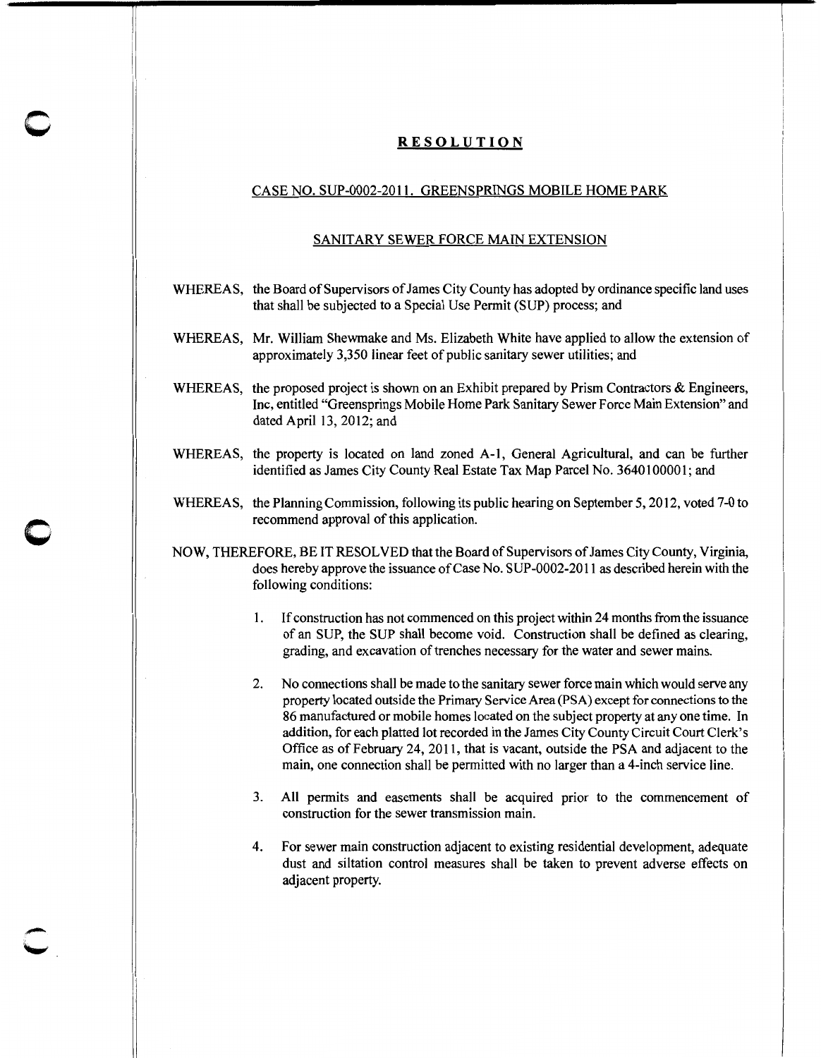# RESOLUTION

## CASE NO. SUP-0002-2011. GREENSPRINGS MOBILE HOME PARK

## SANITARY SEWER FORCE MAIN EXTENSION

WHEREAS, the Board of Supervisors of James City County has adopted by ordinance specific land uses that shall be subjected to a Special Use Permit (SUP) process; and

WHEREAS, Mr. William Shewmake and Ms. Elizabeth White have applied to allow the extension of approximately 3,350 linear feet of public sanitary sewer utilities; and

WHEREAS, the proposed project is shown on an Exhibit prepared by Prism Contractors & Engineers, Inc, entitled "Greensprings Mobile Home Park Sanitary Sewer Force Main Extension" and dated April 13, 2012; and

WHEREAS, the property is located on land zoned A-1, General Agricultural, and can be further identified as James City County Real Estate Tax Map Parcel No. 3640100001; and

WHEREAS, the Planning Commission, following its public hearing on September 5, 2012, voted 7-0 to recommend approval of this application.

NOW, THEREFORE, BE IT RESOLVED that the Board of Supervisors of James City County, Virginia, does hereby approve the issuance of Case No. SUP-0002-2011 as described herein with the following conditions:

1. If construction has not commenced on this project within 24 months from the issuance of an SUP, the SUP shall become void. Construction shall be defined as clearing, grading, and excavation of trenches necessary for the water and sewer mains.

2. No connections shall be made to the sanitary sewer force main which would serve any property located outside the Primary Service Area (PSA) except for connections to the 86 manufactured or mobile homes located on the subject property at any one time. In addition, for each platted lot recorded in the James City County Circuit Court Clerk's Office as of February 24, 2011, that is vacant, outside the PSA and adjacent to the main, one connection shall be permitted with no larger than a 4-inch service line.

3. All permits and easements shall be acquired prior to the commencement of construction for the sewer transmission main.

4. For sewer main construction adjacent to existing residential development, adequate dust and siltation control measures shall be taken to prevent adverse effects on adjacent property.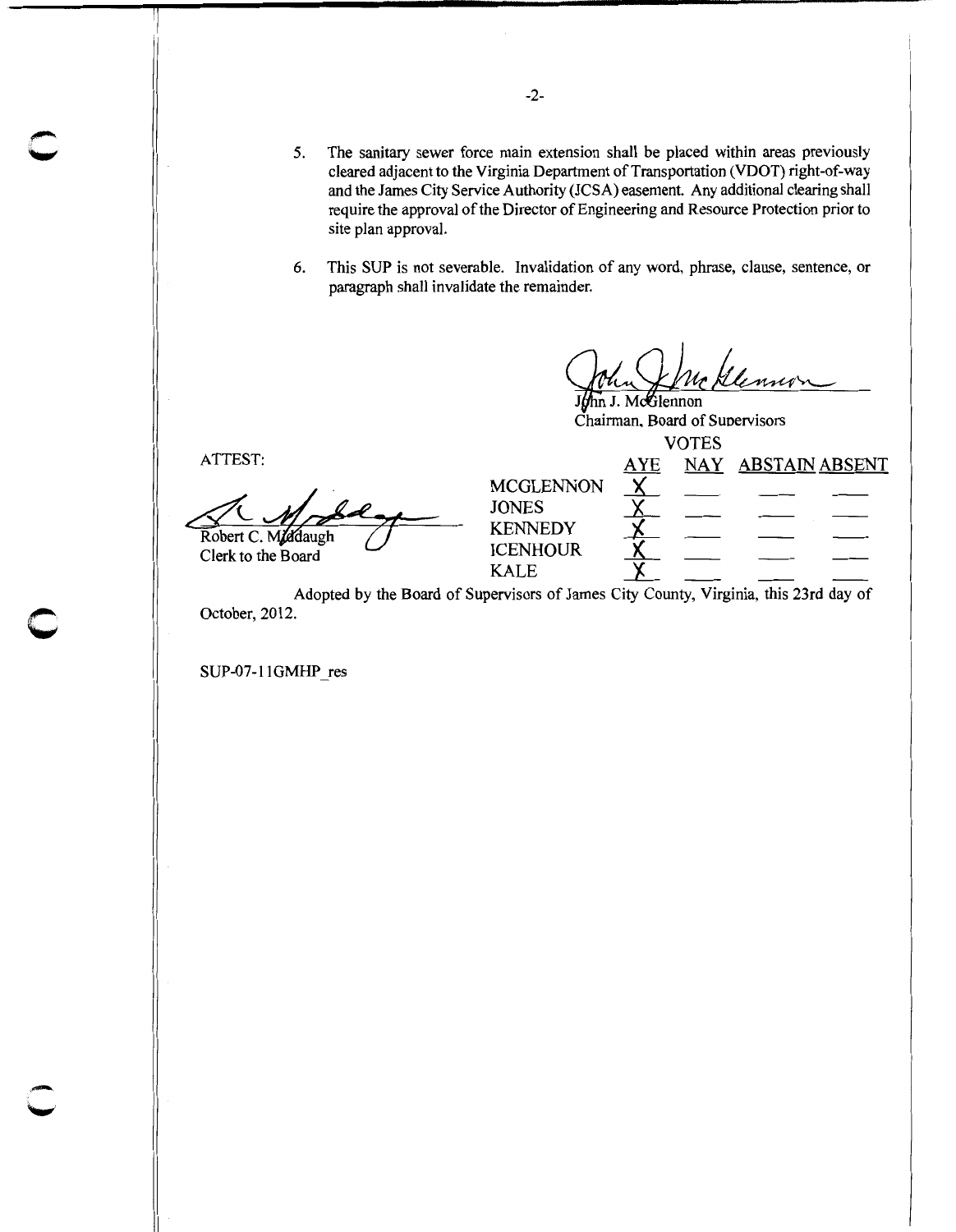5. The sanitary sewer force main extension shall be placed within areas previously cleared adjacent to the Virginia Department of Transportation (VDOT) right-of-way and the James City Service Authority (JCSA) easement. Any additional clearing shall require the approval of the Director of Engineering and Resource Protection prior to site plan approval.

6. This SUP is not severable. Invalidation of any word, phrase, clause, sentence, or paragraph shall invalidate the remainder.

John J. McGlennon
Chairman, Board of Supervisors

ATTEST:

Robert C. Middaugh
Clerk to the Board

| VOTES | AYE | NAY | ABSTAIN | ABSENT |
|---|---|---|---|---|
| MCGLENNON | X | | | |
| JONES | X | | | |
| KENNEDY | X | | | |
| ICENHOUR | X | | | |
| KALE | X | | | |

Adopted by the Board of Supervisors of James City County, Virginia, this 23rd day of October, 2012.

SUP-07-11GMHP_res